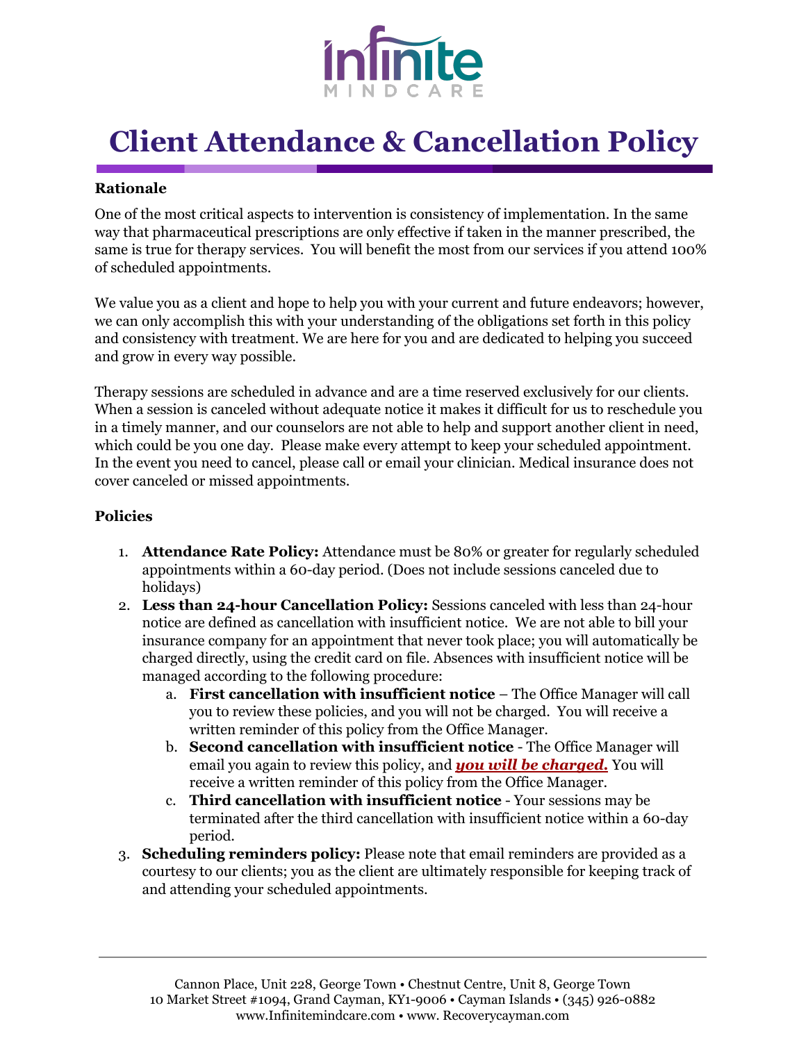# Client Attendance & Cancellation Policy

**Rationale**

One of the most critical aspects to intervention is consistency of implementation. In the same way that pharmaceutical prescriptions are only effective if taken in the manner prescribed, the same is true for therapy services. You will benefit the most from our services if you attend 100% of scheduled appointments.

We value you as a client and hope to help you with your current and future endeavors; however, we can only accomplish this with your understanding of the obligations set forth in this policy and consistency with treatment. We are here for you and are dedicated to helping you succeed and grow in every way possible.

Therapy sessions are scheduled in advance and are a time reserved exclusively for our clients. When a session is canceled without adequate notice it makes it difficult for us to reschedule you in a timely manner, and our counselors are not able to help and support another client in need, which could be you one day. Please make every attempt to keep your scheduled appointment. In the event you need to cancel, please call or email your clinician. Medical insurance does not cover canceled or missed appointments.

**Policies**

1. **Attendance Rate Policy:** Attendance must be 80% or greater for regularly scheduled appointments within a 60-day period. (Does not include sessions canceled due to holidays)
2. **Less than 24-hour Cancellation Policy:** Sessions canceled with less than 24-hour notice are defined as cancellation with insufficient notice. We are not able to bill your insurance company for an appointment that never took place; you will automatically be charged directly, using the credit card on file. Absences with insufficient notice will be managed according to the following procedure:
    a. **First cancellation with insufficient notice** – The Office Manager will call you to review these policies, and you will not be charged. You will receive a written reminder of this policy from the Office Manager.
    b. **Second cancellation with insufficient notice** - The Office Manager will email you again to review this policy, and ***you will be charged.*** You will receive a written reminder of this policy from the Office Manager.
    c. **Third cancellation with insufficient notice** - Your sessions may be terminated after the third cancellation with insufficient notice within a 60-day period.
3. **Scheduling reminders policy:** Please note that email reminders are provided as a courtesy to our clients; you as the client are ultimately responsible for keeping track of and attending your scheduled appointments.

Cannon Place, Unit 228, George Town • Chestnut Centre, Unit 8, George Town
10 Market Street #1094, Grand Cayman, KY1-9006 • Cayman Islands • (345) 926-0882
www.Infinitemindcare.com • www. Recoverycayman.com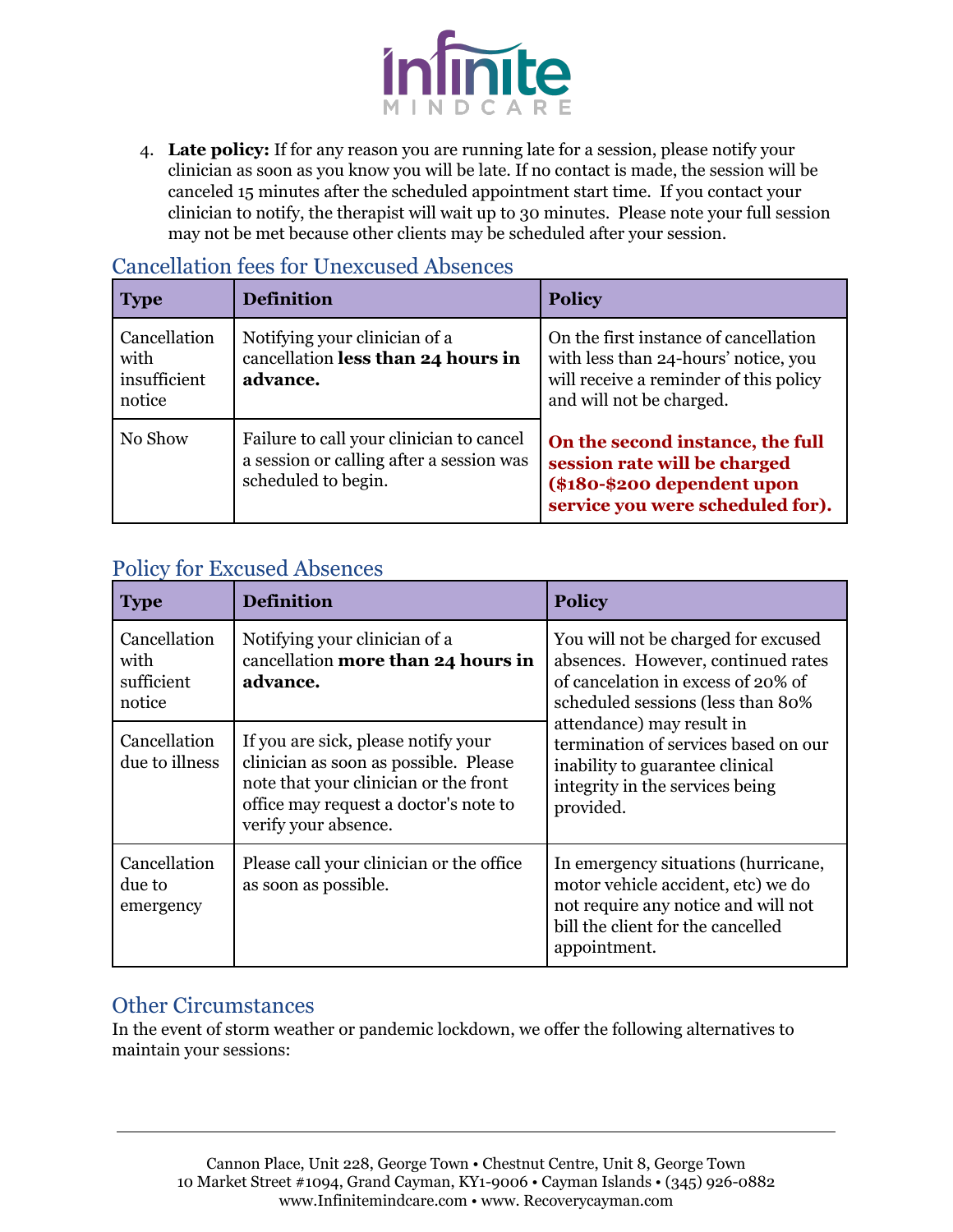4. **Late policy:** If for any reason you are running late for a session, please notify your clinician as soon as you know you will be late. If no contact is made, the session will be canceled 15 minutes after the scheduled appointment start time.  If you contact your clinician to notify, the therapist will wait up to 30 minutes.  Please note your full session may not be met because other clients may be scheduled after your session.

## Cancellation fees for Unexcused Absences

| Type | Definition | Policy |
|---|---|---|
| Cancellation with insufficient notice | Notifying your clinician of a cancellation **less than 24 hours in advance.** | On the first instance of cancellation with less than 24-hours' notice, you will receive a reminder of this policy and will not be charged. |
| No Show | Failure to call your clinician to cancel a session or calling after a session was scheduled to begin. | **On the second instance, the full session rate will be charged ($180-$200 dependent upon service you were scheduled for).** |

## Policy for Excused Absences

| Type | Definition | Policy |
|---|---|---|
| Cancellation with sufficient notice | Notifying your clinician of a cancellation **more than 24 hours in advance.** | You will not be charged for excused absences.  However, continued rates of cancelation in excess of 20% of scheduled sessions (less than 80% attendance) may result in termination of services based on our inability to guarantee clinical integrity in the services being provided. |
| Cancellation due to illness | If you are sick, please notify your clinician as soon as possible.  Please note that your clinician or the front office may request a doctor's note to verify your absence. | |
| Cancellation due to emergency | Please call your clinician or the office as soon as possible. | In emergency situations (hurricane, motor vehicle accident, etc) we do not require any notice and will not bill the client for the cancelled appointment. |

## Other Circumstances

In the event of storm weather or pandemic lockdown, we offer the following alternatives to maintain your sessions: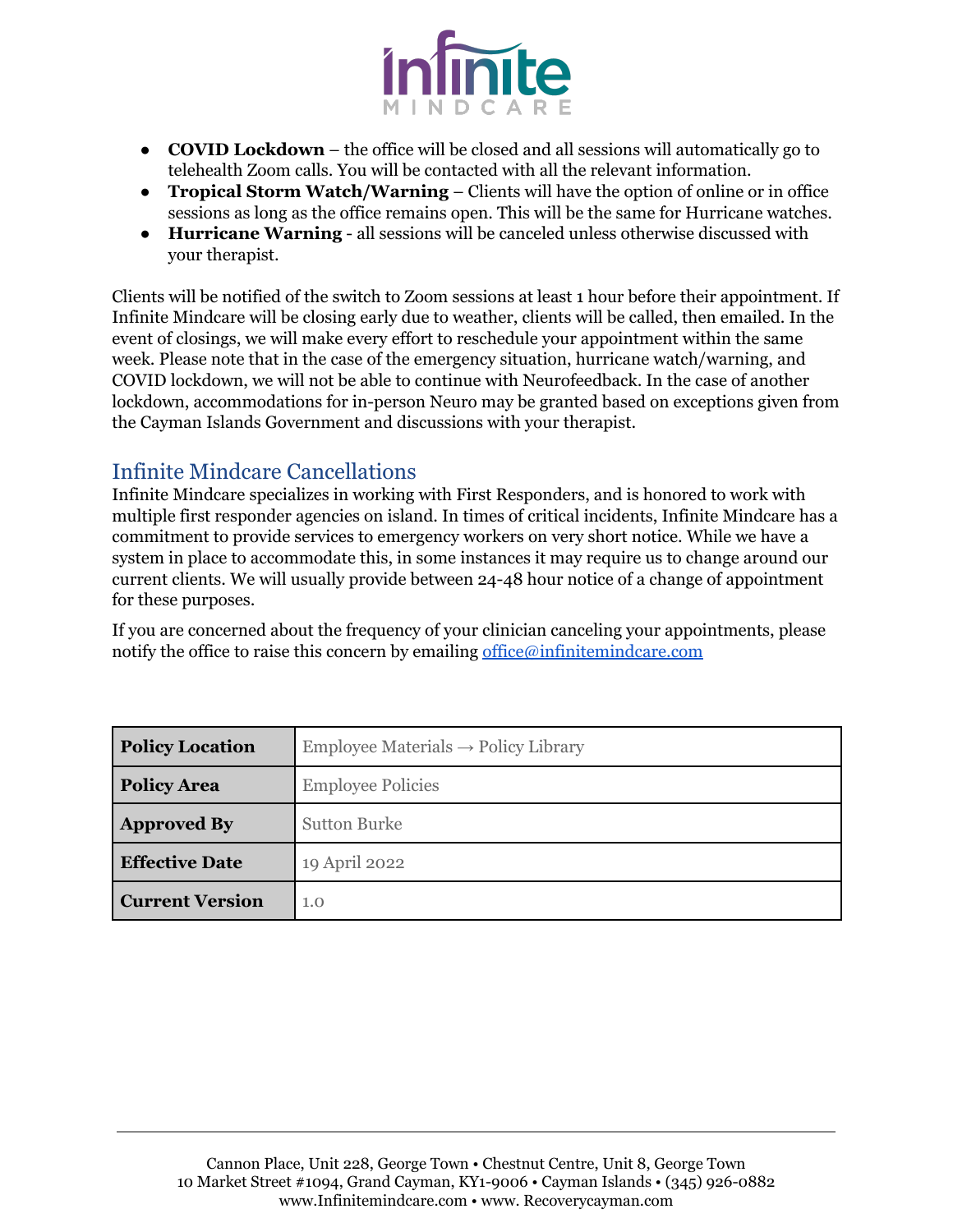- **COVID Lockdown** – the office will be closed and all sessions will automatically go to telehealth Zoom calls. You will be contacted with all the relevant information.
- **Tropical Storm Watch/Warning** – Clients will have the option of online or in office sessions as long as the office remains open. This will be the same for Hurricane watches.
- **Hurricane Warning** - all sessions will be canceled unless otherwise discussed with your therapist.

Clients will be notified of the switch to Zoom sessions at least 1 hour before their appointment. If Infinite Mindcare will be closing early due to weather, clients will be called, then emailed. In the event of closings, we will make every effort to reschedule your appointment within the same week. Please note that in the case of the emergency situation, hurricane watch/warning, and COVID lockdown, we will not be able to continue with Neurofeedback. In the case of another lockdown, accommodations for in-person Neuro may be granted based on exceptions given from the Cayman Islands Government and discussions with your therapist.

## Infinite Mindcare Cancellations

Infinite Mindcare specializes in working with First Responders, and is honored to work with multiple first responder agencies on island. In times of critical incidents, Infinite Mindcare has a commitment to provide services to emergency workers on very short notice. While we have a system in place to accommodate this, in some instances it may require us to change around our current clients. We will usually provide between 24-48 hour notice of a change of appointment for these purposes.

If you are concerned about the frequency of your clinician canceling your appointments, please notify the office to raise this concern by emailing office@infinitemindcare.com

| | |
|---|---|
| **Policy Location** | Employee Materials → Policy Library |
| **Policy Area** | Employee Policies |
| **Approved By** | Sutton Burke |
| **Effective Date** | 19 April 2022 |
| **Current Version** | 1.0 |